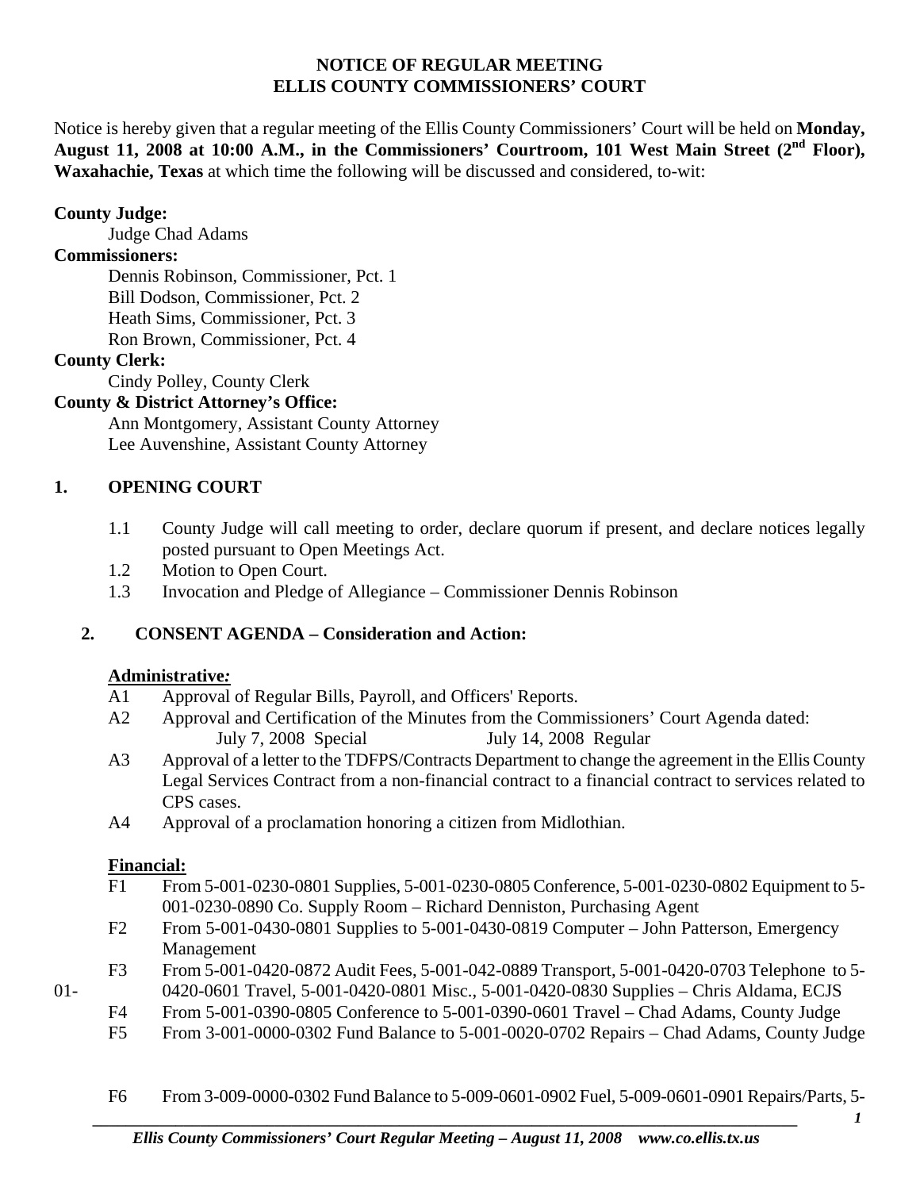**NOTICE OF REGULAR MEETING**
**ELLIS COUNTY COMMISSIONERS' COURT**

Notice is hereby given that a regular meeting of the Ellis County Commissioners' Court will be held on **Monday, August 11, 2008 at 10:00 A.M., in the Commissioners' Courtroom, 101 West Main Street (2nd Floor), Waxahachie, Texas** at which time the following will be discussed and considered, to-wit:

**County Judge:**
Judge Chad Adams

**Commissioners:**
Dennis Robinson, Commissioner, Pct. 1
Bill Dodson, Commissioner, Pct. 2
Heath Sims, Commissioner, Pct. 3
Ron Brown, Commissioner, Pct. 4

**County Clerk:**
Cindy Polley, County Clerk

**County & District Attorney's Office:**
Ann Montgomery, Assistant County Attorney
Lee Auvenshine, Assistant County Attorney

## 1. OPENING COURT

1.1 County Judge will call meeting to order, declare quorum if present, and declare notices legally posted pursuant to Open Meetings Act.
1.2 Motion to Open Court.
1.3 Invocation and Pledge of Allegiance – Commissioner Dennis Robinson

## 2. CONSENT AGENDA – Consideration and Action:

**Administrative:**

A1 Approval of Regular Bills, Payroll, and Officers' Reports.
A2 Approval and Certification of the Minutes from the Commissioners' Court Agenda dated:
July 7, 2008 Special July 14, 2008 Regular
A3 Approval of a letter to the TDFPS/Contracts Department to change the agreement in the Ellis County Legal Services Contract from a non-financial contract to a financial contract to services related to CPS cases.
A4 Approval of a proclamation honoring a citizen from Midlothian.

**Financial:**

F1 From 5-001-0230-0801 Supplies, 5-001-0230-0805 Conference, 5-001-0230-0802 Equipment to 5-001-0230-0890 Co. Supply Room – Richard Denniston, Purchasing Agent
F2 From 5-001-0430-0801 Supplies to 5-001-0430-0819 Computer – John Patterson, Emergency Management
F3 From 5-001-0420-0872 Audit Fees, 5-001-042-0889 Transport, 5-001-0420-0703 Telephone to 5-01-0420-0601 Travel, 5-001-0420-0801 Misc., 5-001-0420-0830 Supplies – Chris Aldama, ECJS
F4 From 5-001-0390-0805 Conference to 5-001-0390-0601 Travel – Chad Adams, County Judge
F5 From 3-001-0000-0302 Fund Balance to 5-001-0020-0702 Repairs – Chad Adams, County Judge

F6 From 3-009-0000-0302 Fund Balance to 5-009-0601-0902 Fuel, 5-009-0601-0901 Repairs/Parts, 5-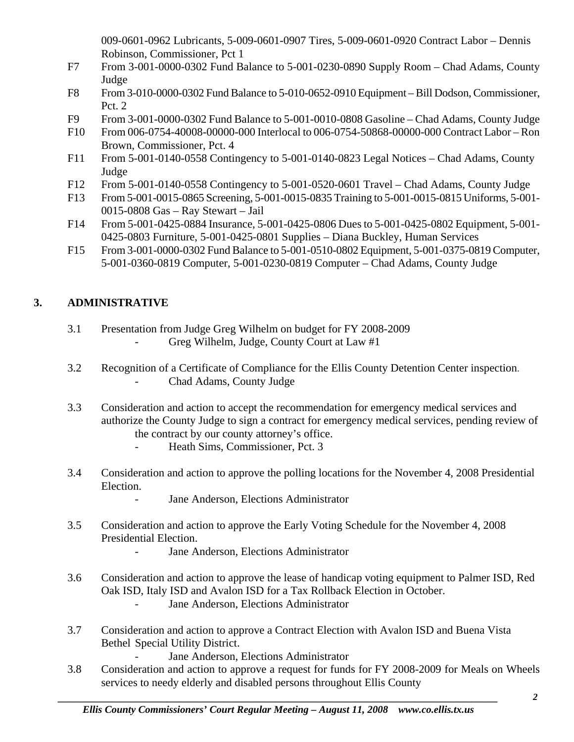009-0601-0962 Lubricants, 5-009-0601-0907 Tires, 5-009-0601-0920 Contract Labor – Dennis Robinson, Commissioner, Pct 1

- F7 From 3-001-0000-0302 Fund Balance to 5-001-0230-0890 Supply Room – Chad Adams, County Judge
- F8 From 3-010-0000-0302 Fund Balance to 5-010-0652-0910 Equipment – Bill Dodson, Commissioner, Pct. 2
- F9 From 3-001-0000-0302 Fund Balance to 5-001-0010-0808 Gasoline – Chad Adams, County Judge
- F10 From 006-0754-40008-00000-000 Interlocal to 006-0754-50868-00000-000 Contract Labor – Ron Brown, Commissioner, Pct. 4
- F11 From 5-001-0140-0558 Contingency to 5-001-0140-0823 Legal Notices – Chad Adams, County Judge
- F12 From 5-001-0140-0558 Contingency to 5-001-0520-0601 Travel – Chad Adams, County Judge
- F13 From 5-001-0015-0865 Screening, 5-001-0015-0835 Training to 5-001-0015-0815 Uniforms, 5-001-0015-0808 Gas – Ray Stewart – Jail
- F14 From 5-001-0425-0884 Insurance, 5-001-0425-0806 Dues to 5-001-0425-0802 Equipment, 5-001-0425-0803 Furniture, 5-001-0425-0801 Supplies – Diana Buckley, Human Services
- F15 From 3-001-0000-0302 Fund Balance to 5-001-0510-0802 Equipment, 5-001-0375-0819 Computer, 5-001-0360-0819 Computer, 5-001-0230-0819 Computer – Chad Adams, County Judge

## 3. ADMINISTRATIVE

3.1 Presentation from Judge Greg Wilhelm on budget for FY 2008-2009
- Greg Wilhelm, Judge, County Court at Law #1

3.2 Recognition of a Certificate of Compliance for the Ellis County Detention Center inspection.
- Chad Adams, County Judge

3.3 Consideration and action to accept the recommendation for emergency medical services and authorize the County Judge to sign a contract for emergency medical services, pending review of the contract by our county attorney's office.
- Heath Sims, Commissioner, Pct. 3

3.4 Consideration and action to approve the polling locations for the November 4, 2008 Presidential Election.
- Jane Anderson, Elections Administrator

3.5 Consideration and action to approve the Early Voting Schedule for the November 4, 2008 Presidential Election.
- Jane Anderson, Elections Administrator

3.6 Consideration and action to approve the lease of handicap voting equipment to Palmer ISD, Red Oak ISD, Italy ISD and Avalon ISD for a Tax Rollback Election in October.
- Jane Anderson, Elections Administrator

3.7 Consideration and action to approve a Contract Election with Avalon ISD and Buena Vista Bethel Special Utility District.
- Jane Anderson, Elections Administrator

3.8 Consideration and action to approve a request for funds for FY 2008-2009 for Meals on Wheels services to needy elderly and disabled persons throughout Ellis County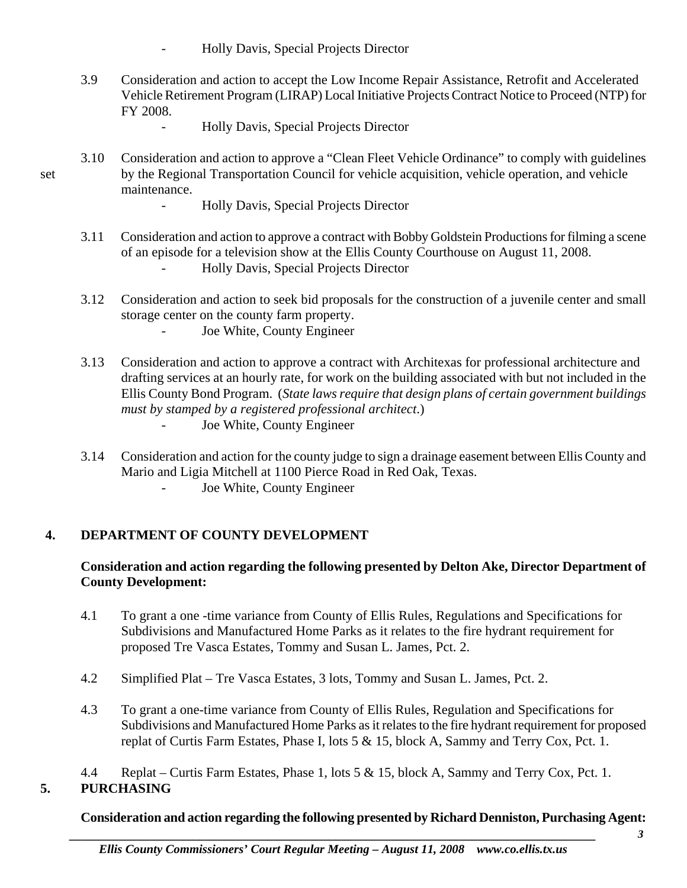- Holly Davis, Special Projects Director

3.9 Consideration and action to accept the Low Income Repair Assistance, Retrofit and Accelerated Vehicle Retirement Program (LIRAP) Local Initiative Projects Contract Notice to Proceed (NTP) for FY 2008.

- Holly Davis, Special Projects Director

3.10 Consideration and action to approve a "Clean Fleet Vehicle Ordinance" to comply with guidelines set by the Regional Transportation Council for vehicle acquisition, vehicle operation, and vehicle maintenance.

- Holly Davis, Special Projects Director

3.11 Consideration and action to approve a contract with Bobby Goldstein Productions for filming a scene of an episode for a television show at the Ellis County Courthouse on August 11, 2008.

- Holly Davis, Special Projects Director

3.12 Consideration and action to seek bid proposals for the construction of a juvenile center and small storage center on the county farm property.

- Joe White, County Engineer

3.13 Consideration and action to approve a contract with Architexas for professional architecture and drafting services at an hourly rate, for work on the building associated with but not included in the Ellis County Bond Program. (*State laws require that design plans of certain government buildings must by stamped by a registered professional architect*.)

- Joe White, County Engineer

3.14 Consideration and action for the county judge to sign a drainage easement between Ellis County and Mario and Ligia Mitchell at 1100 Pierce Road in Red Oak, Texas.

- Joe White, County Engineer

## 4. DEPARTMENT OF COUNTY DEVELOPMENT

**Consideration and action regarding the following presented by Delton Ake, Director Department of County Development:**

4.1 To grant a one -time variance from County of Ellis Rules, Regulations and Specifications for Subdivisions and Manufactured Home Parks as it relates to the fire hydrant requirement for proposed Tre Vasca Estates, Tommy and Susan L. James, Pct. 2.

4.2 Simplified Plat – Tre Vasca Estates, 3 lots, Tommy and Susan L. James, Pct. 2.

4.3 To grant a one-time variance from County of Ellis Rules, Regulation and Specifications for Subdivisions and Manufactured Home Parks as it relates to the fire hydrant requirement for proposed replat of Curtis Farm Estates, Phase I, lots 5 & 15, block A, Sammy and Terry Cox, Pct. 1.

4.4 Replat – Curtis Farm Estates, Phase 1, lots 5 & 15, block A, Sammy and Terry Cox, Pct. 1.

## 5. PURCHASING

**Consideration and action regarding the following presented by Richard Denniston, Purchasing Agent:**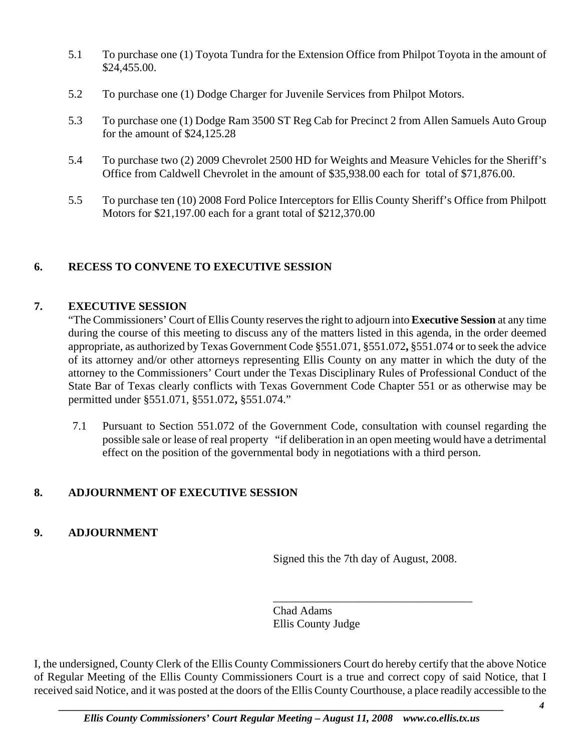5.1 To purchase one (1) Toyota Tundra for the Extension Office from Philpot Toyota in the amount of $24,455.00.

5.2 To purchase one (1) Dodge Charger for Juvenile Services from Philpot Motors.

5.3 To purchase one (1) Dodge Ram 3500 ST Reg Cab for Precinct 2 from Allen Samuels Auto Group for the amount of $24,125.28

5.4 To purchase two (2) 2009 Chevrolet 2500 HD for Weights and Measure Vehicles for the Sheriff's Office from Caldwell Chevrolet in the amount of $35,938.00 each for total of $71,876.00.

5.5 To purchase ten (10) 2008 Ford Police Interceptors for Ellis County Sheriff's Office from Philpott Motors for $21,197.00 each for a grant total of $212,370.00

## 6. RECESS TO CONVENE TO EXECUTIVE SESSION

## 7. EXECUTIVE SESSION

"The Commissioners' Court of Ellis County reserves the right to adjourn into **Executive Session** at any time during the course of this meeting to discuss any of the matters listed in this agenda, in the order deemed appropriate, as authorized by Texas Government Code §551.071, §551.072**,** §551.074 or to seek the advice of its attorney and/or other attorneys representing Ellis County on any matter in which the duty of the attorney to the Commissioners' Court under the Texas Disciplinary Rules of Professional Conduct of the State Bar of Texas clearly conflicts with Texas Government Code Chapter 551 or as otherwise may be permitted under §551.071, §551.072**,** §551.074."

7.1 Pursuant to Section 551.072 of the Government Code, consultation with counsel regarding the possible sale or lease of real property "if deliberation in an open meeting would have a detrimental effect on the position of the governmental body in negotiations with a third person.

## 8. ADJOURNMENT OF EXECUTIVE SESSION

## 9. ADJOURNMENT

Signed this the 7th day of August, 2008.

\_\_\_\_\_\_\_\_\_\_\_\_\_\_\_\_\_\_\_\_\_\_\_\_\_\_\_\_\_\_\_\_\_\_\_\_
Chad Adams
Ellis County Judge

I, the undersigned, County Clerk of the Ellis County Commissioners Court do hereby certify that the above Notice of Regular Meeting of the Ellis County Commissioners Court is a true and correct copy of said Notice, that I received said Notice, and it was posted at the doors of the Ellis County Courthouse, a place readily accessible to the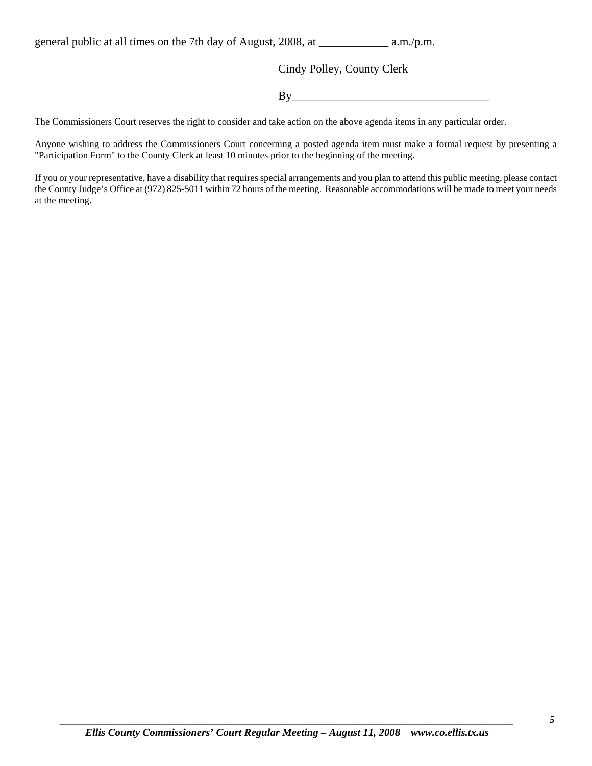general public at all times on the 7th day of August, 2008, at ____________ a.m./p.m.

Cindy Polley, County Clerk

By__________________________________

The Commissioners Court reserves the right to consider and take action on the above agenda items in any particular order.

Anyone wishing to address the Commissioners Court concerning a posted agenda item must make a formal request by presenting a "Participation Form" to the County Clerk at least 10 minutes prior to the beginning of the meeting.

If you or your representative, have a disability that requires special arrangements and you plan to attend this public meeting, please contact the County Judge's Office at (972) 825-5011 within 72 hours of the meeting. Reasonable accommodations will be made to meet your needs at the meeting.